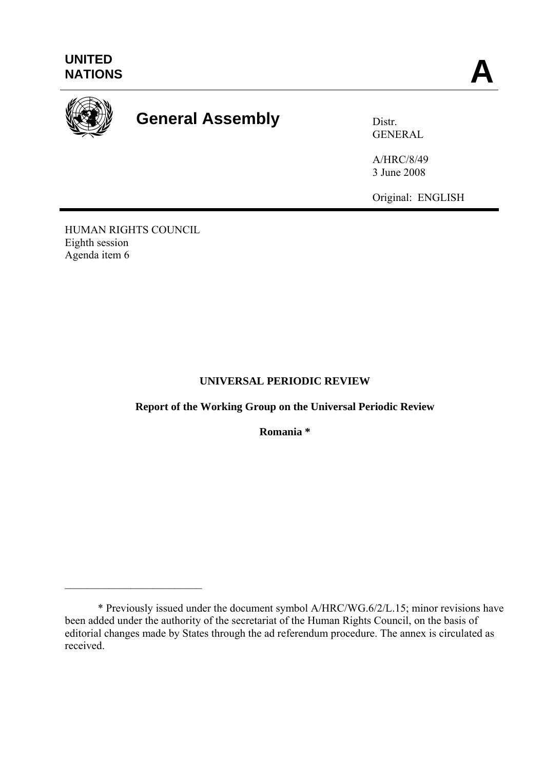UNITED NATIONS

**A**

# General Assembly

Distr.
GENERAL

A/HRC/8/49
3 June 2008

Original: ENGLISH

HUMAN RIGHTS COUNCIL
Eighth session
Agenda item 6

**UNIVERSAL PERIODIC REVIEW**

**Report of the Working Group on the Universal Periodic Review**

**Romania ***

---

* Previously issued under the document symbol A/HRC/WG.6/2/L.15; minor revisions have been added under the authority of the secretariat of the Human Rights Council, on the basis of editorial changes made by States through the ad referendum procedure. The annex is circulated as received.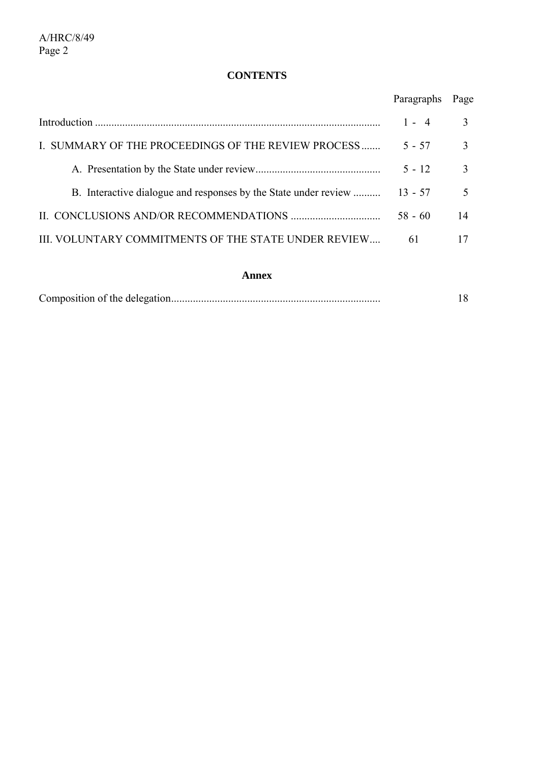## CONTENTS

| | Paragraphs | Page |
|---|---|---|
| Introduction | 1 - 4 | 3 |
| I. SUMMARY OF THE PROCEEDINGS OF THE REVIEW PROCESS | 5 - 57 | 3 |
| A. Presentation by the State under review | 5 - 12 | 3 |
| B. Interactive dialogue and responses by the State under review | 13 - 57 | 5 |
| II. CONCLUSIONS AND/OR RECOMMENDATIONS | 58 - 60 | 14 |
| III. VOLUNTARY COMMITMENTS OF THE STATE UNDER REVIEW | 61 | 17 |

### Annex

| | | Page |
|---|---|---|
| Composition of the delegation | | 18 |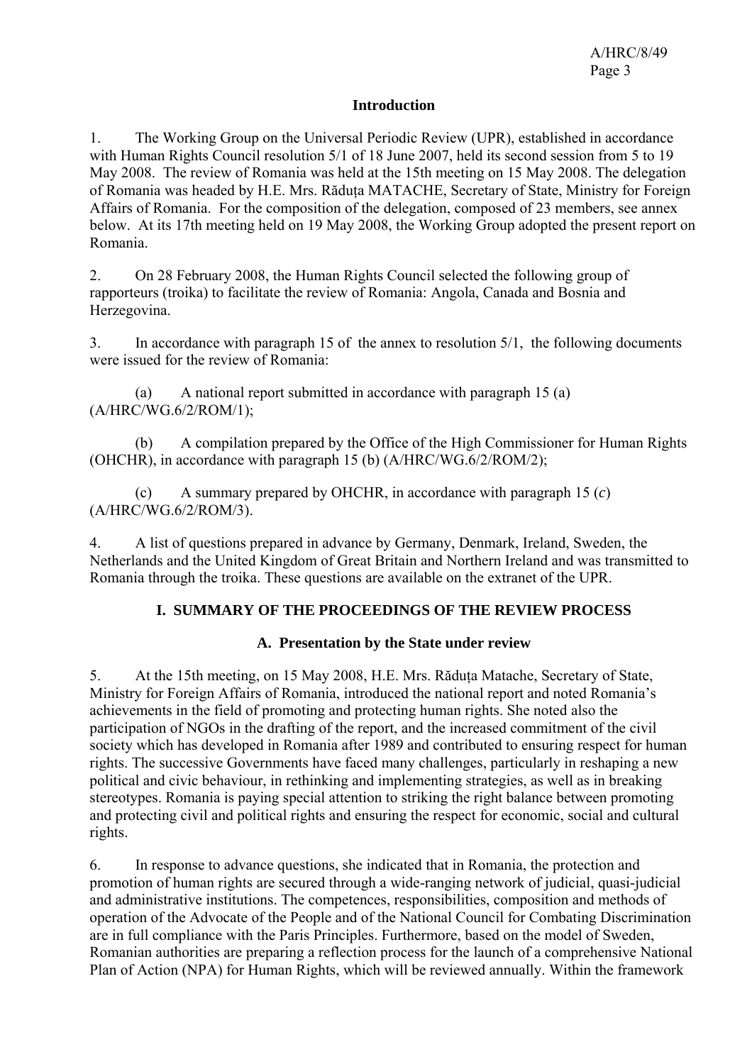## Introduction

1. The Working Group on the Universal Periodic Review (UPR), established in accordance with Human Rights Council resolution 5/1 of 18 June 2007, held its second session from 5 to 19 May 2008. The review of Romania was held at the 15th meeting on 15 May 2008. The delegation of Romania was headed by H.E. Mrs. Răduța MATACHE, Secretary of State, Ministry for Foreign Affairs of Romania. For the composition of the delegation, composed of 23 members, see annex below. At its 17th meeting held on 19 May 2008, the Working Group adopted the present report on Romania.

2. On 28 February 2008, the Human Rights Council selected the following group of rapporteurs (troika) to facilitate the review of Romania: Angola, Canada and Bosnia and Herzegovina.

3. In accordance with paragraph 15 of the annex to resolution 5/1, the following documents were issued for the review of Romania:

(a) A national report submitted in accordance with paragraph 15 (a) (A/HRC/WG.6/2/ROM/1);

(b) A compilation prepared by the Office of the High Commissioner for Human Rights (OHCHR), in accordance with paragraph 15 (b) (A/HRC/WG.6/2/ROM/2);

(c) A summary prepared by OHCHR, in accordance with paragraph 15 (*c*) (A/HRC/WG.6/2/ROM/3).

4. A list of questions prepared in advance by Germany, Denmark, Ireland, Sweden, the Netherlands and the United Kingdom of Great Britain and Northern Ireland and was transmitted to Romania through the troika. These questions are available on the extranet of the UPR.

## I. SUMMARY OF THE PROCEEDINGS OF THE REVIEW PROCESS

### A. Presentation by the State under review

5. At the 15th meeting, on 15 May 2008, H.E. Mrs. Răduța Matache, Secretary of State, Ministry for Foreign Affairs of Romania, introduced the national report and noted Romania's achievements in the field of promoting and protecting human rights. She noted also the participation of NGOs in the drafting of the report, and the increased commitment of the civil society which has developed in Romania after 1989 and contributed to ensuring respect for human rights. The successive Governments have faced many challenges, particularly in reshaping a new political and civic behaviour, in rethinking and implementing strategies, as well as in breaking stereotypes. Romania is paying special attention to striking the right balance between promoting and protecting civil and political rights and ensuring the respect for economic, social and cultural rights.

6. In response to advance questions, she indicated that in Romania, the protection and promotion of human rights are secured through a wide-ranging network of judicial, quasi-judicial and administrative institutions. The competences, responsibilities, composition and methods of operation of the Advocate of the People and of the National Council for Combating Discrimination are in full compliance with the Paris Principles. Furthermore, based on the model of Sweden, Romanian authorities are preparing a reflection process for the launch of a comprehensive National Plan of Action (NPA) for Human Rights, which will be reviewed annually. Within the framework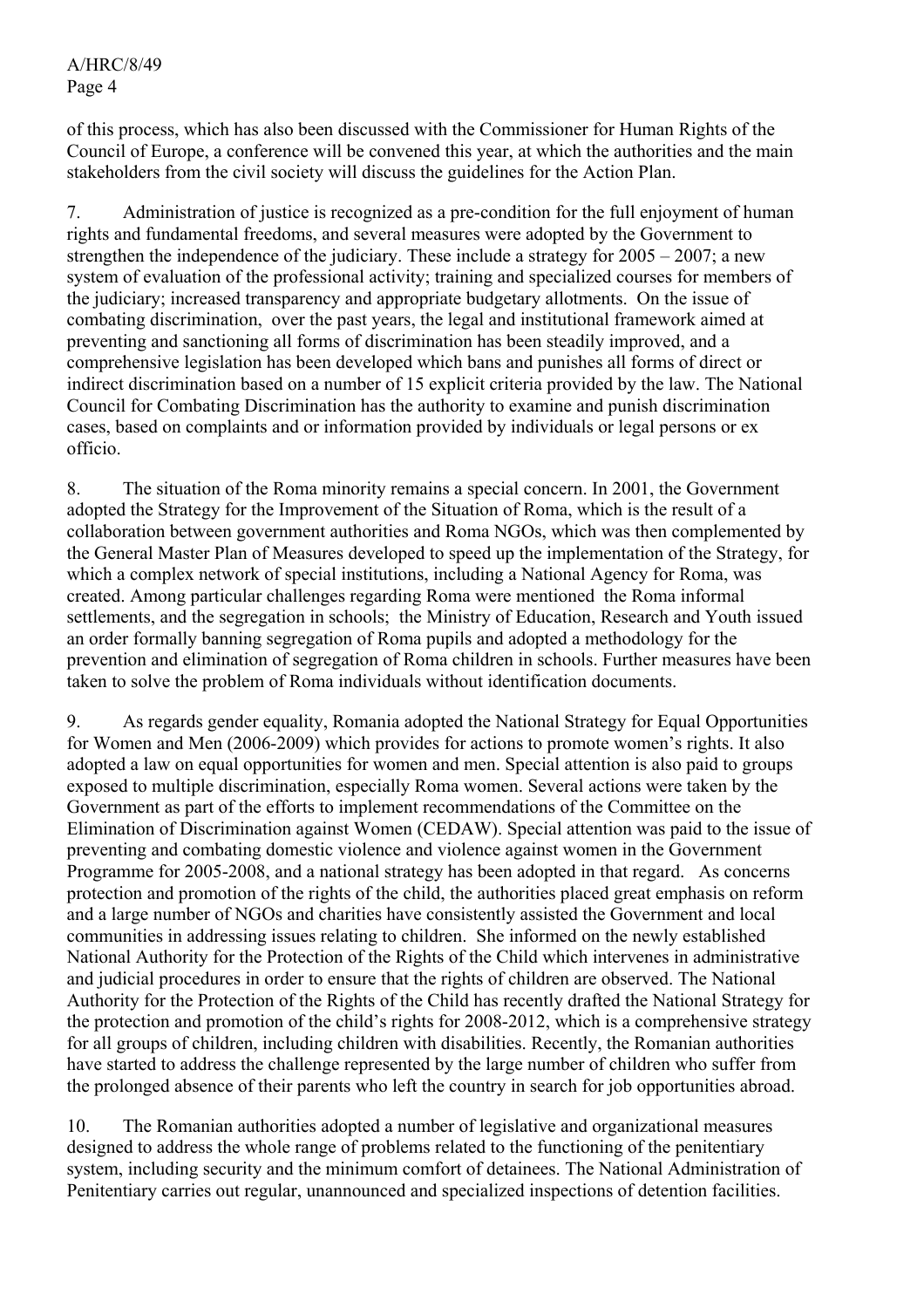of this process, which has also been discussed with the Commissioner for Human Rights of the Council of Europe, a conference will be convened this year, at which the authorities and the main stakeholders from the civil society will discuss the guidelines for the Action Plan.

7. Administration of justice is recognized as a pre-condition for the full enjoyment of human rights and fundamental freedoms, and several measures were adopted by the Government to strengthen the independence of the judiciary. These include a strategy for 2005 – 2007; a new system of evaluation of the professional activity; training and specialized courses for members of the judiciary; increased transparency and appropriate budgetary allotments. On the issue of combating discrimination, over the past years, the legal and institutional framework aimed at preventing and sanctioning all forms of discrimination has been steadily improved, and a comprehensive legislation has been developed which bans and punishes all forms of direct or indirect discrimination based on a number of 15 explicit criteria provided by the law. The National Council for Combating Discrimination has the authority to examine and punish discrimination cases, based on complaints and or information provided by individuals or legal persons or ex officio.

8. The situation of the Roma minority remains a special concern. In 2001, the Government adopted the Strategy for the Improvement of the Situation of Roma, which is the result of a collaboration between government authorities and Roma NGOs, which was then complemented by the General Master Plan of Measures developed to speed up the implementation of the Strategy, for which a complex network of special institutions, including a National Agency for Roma, was created. Among particular challenges regarding Roma were mentioned the Roma informal settlements, and the segregation in schools; the Ministry of Education, Research and Youth issued an order formally banning segregation of Roma pupils and adopted a methodology for the prevention and elimination of segregation of Roma children in schools. Further measures have been taken to solve the problem of Roma individuals without identification documents.

9. As regards gender equality, Romania adopted the National Strategy for Equal Opportunities for Women and Men (2006-2009) which provides for actions to promote women's rights. It also adopted a law on equal opportunities for women and men. Special attention is also paid to groups exposed to multiple discrimination, especially Roma women. Several actions were taken by the Government as part of the efforts to implement recommendations of the Committee on the Elimination of Discrimination against Women (CEDAW). Special attention was paid to the issue of preventing and combating domestic violence and violence against women in the Government Programme for 2005-2008, and a national strategy has been adopted in that regard. As concerns protection and promotion of the rights of the child, the authorities placed great emphasis on reform and a large number of NGOs and charities have consistently assisted the Government and local communities in addressing issues relating to children. She informed on the newly established National Authority for the Protection of the Rights of the Child which intervenes in administrative and judicial procedures in order to ensure that the rights of children are observed. The National Authority for the Protection of the Rights of the Child has recently drafted the National Strategy for the protection and promotion of the child's rights for 2008-2012, which is a comprehensive strategy for all groups of children, including children with disabilities. Recently, the Romanian authorities have started to address the challenge represented by the large number of children who suffer from the prolonged absence of their parents who left the country in search for job opportunities abroad.

10. The Romanian authorities adopted a number of legislative and organizational measures designed to address the whole range of problems related to the functioning of the penitentiary system, including security and the minimum comfort of detainees. The National Administration of Penitentiary carries out regular, unannounced and specialized inspections of detention facilities.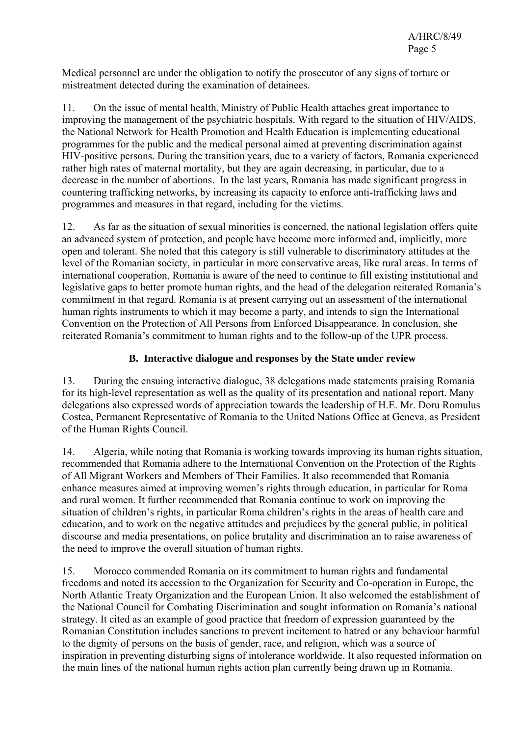Medical personnel are under the obligation to notify the prosecutor of any signs of torture or mistreatment detected during the examination of detainees.

11. On the issue of mental health, Ministry of Public Health attaches great importance to improving the management of the psychiatric hospitals. With regard to the situation of HIV/AIDS, the National Network for Health Promotion and Health Education is implementing educational programmes for the public and the medical personal aimed at preventing discrimination against HIV-positive persons. During the transition years, due to a variety of factors, Romania experienced rather high rates of maternal mortality, but they are again decreasing, in particular, due to a decrease in the number of abortions. In the last years, Romania has made significant progress in countering trafficking networks, by increasing its capacity to enforce anti-trafficking laws and programmes and measures in that regard, including for the victims.

12. As far as the situation of sexual minorities is concerned, the national legislation offers quite an advanced system of protection, and people have become more informed and, implicitly, more open and tolerant. She noted that this category is still vulnerable to discriminatory attitudes at the level of the Romanian society, in particular in more conservative areas, like rural areas. In terms of international cooperation, Romania is aware of the need to continue to fill existing institutional and legislative gaps to better promote human rights, and the head of the delegation reiterated Romania's commitment in that regard. Romania is at present carrying out an assessment of the international human rights instruments to which it may become a party, and intends to sign the International Convention on the Protection of All Persons from Enforced Disappearance. In conclusion, she reiterated Romania's commitment to human rights and to the follow-up of the UPR process.

## B. Interactive dialogue and responses by the State under review

13. During the ensuing interactive dialogue, 38 delegations made statements praising Romania for its high-level representation as well as the quality of its presentation and national report. Many delegations also expressed words of appreciation towards the leadership of H.E. Mr. Doru Romulus Costea, Permanent Representative of Romania to the United Nations Office at Geneva, as President of the Human Rights Council.

14. Algeria, while noting that Romania is working towards improving its human rights situation, recommended that Romania adhere to the International Convention on the Protection of the Rights of All Migrant Workers and Members of Their Families. It also recommended that Romania enhance measures aimed at improving women's rights through education, in particular for Roma and rural women. It further recommended that Romania continue to work on improving the situation of children's rights, in particular Roma children's rights in the areas of health care and education, and to work on the negative attitudes and prejudices by the general public, in political discourse and media presentations, on police brutality and discrimination an to raise awareness of the need to improve the overall situation of human rights.

15. Morocco commended Romania on its commitment to human rights and fundamental freedoms and noted its accession to the Organization for Security and Co-operation in Europe, the North Atlantic Treaty Organization and the European Union. It also welcomed the establishment of the National Council for Combating Discrimination and sought information on Romania's national strategy. It cited as an example of good practice that freedom of expression guaranteed by the Romanian Constitution includes sanctions to prevent incitement to hatred or any behaviour harmful to the dignity of persons on the basis of gender, race, and religion, which was a source of inspiration in preventing disturbing signs of intolerance worldwide. It also requested information on the main lines of the national human rights action plan currently being drawn up in Romania.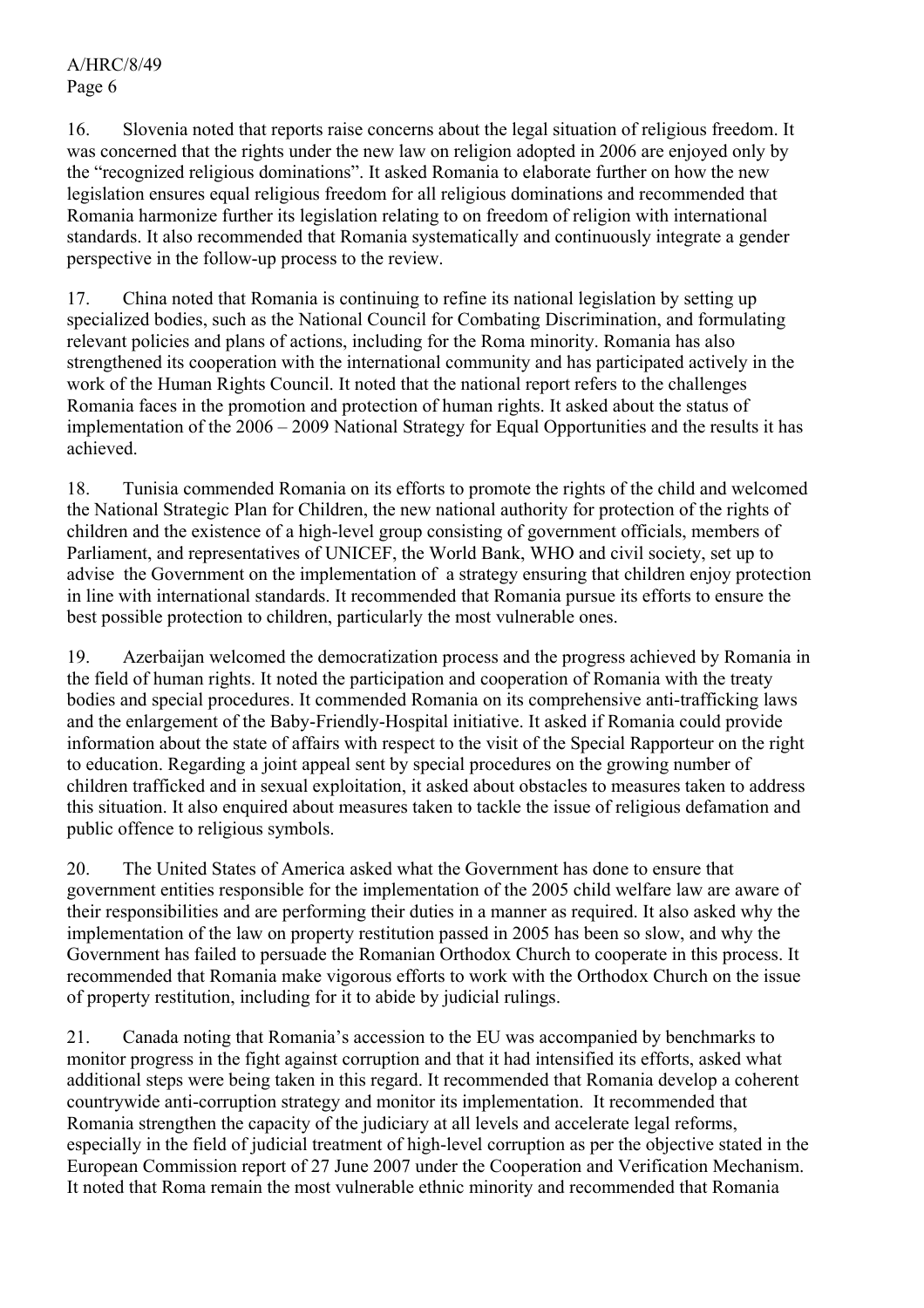16. Slovenia noted that reports raise concerns about the legal situation of religious freedom. It was concerned that the rights under the new law on religion adopted in 2006 are enjoyed only by the "recognized religious dominations". It asked Romania to elaborate further on how the new legislation ensures equal religious freedom for all religious dominations and recommended that Romania harmonize further its legislation relating to on freedom of religion with international standards. It also recommended that Romania systematically and continuously integrate a gender perspective in the follow-up process to the review.

17. China noted that Romania is continuing to refine its national legislation by setting up specialized bodies, such as the National Council for Combating Discrimination, and formulating relevant policies and plans of actions, including for the Roma minority. Romania has also strengthened its cooperation with the international community and has participated actively in the work of the Human Rights Council. It noted that the national report refers to the challenges Romania faces in the promotion and protection of human rights. It asked about the status of implementation of the 2006 – 2009 National Strategy for Equal Opportunities and the results it has achieved.

18. Tunisia commended Romania on its efforts to promote the rights of the child and welcomed the National Strategic Plan for Children, the new national authority for protection of the rights of children and the existence of a high-level group consisting of government officials, members of Parliament, and representatives of UNICEF, the World Bank, WHO and civil society, set up to advise the Government on the implementation of a strategy ensuring that children enjoy protection in line with international standards. It recommended that Romania pursue its efforts to ensure the best possible protection to children, particularly the most vulnerable ones.

19. Azerbaijan welcomed the democratization process and the progress achieved by Romania in the field of human rights. It noted the participation and cooperation of Romania with the treaty bodies and special procedures. It commended Romania on its comprehensive anti-trafficking laws and the enlargement of the Baby-Friendly-Hospital initiative. It asked if Romania could provide information about the state of affairs with respect to the visit of the Special Rapporteur on the right to education. Regarding a joint appeal sent by special procedures on the growing number of children trafficked and in sexual exploitation, it asked about obstacles to measures taken to address this situation. It also enquired about measures taken to tackle the issue of religious defamation and public offence to religious symbols.

20. The United States of America asked what the Government has done to ensure that government entities responsible for the implementation of the 2005 child welfare law are aware of their responsibilities and are performing their duties in a manner as required. It also asked why the implementation of the law on property restitution passed in 2005 has been so slow, and why the Government has failed to persuade the Romanian Orthodox Church to cooperate in this process. It recommended that Romania make vigorous efforts to work with the Orthodox Church on the issue of property restitution, including for it to abide by judicial rulings.

21. Canada noting that Romania's accession to the EU was accompanied by benchmarks to monitor progress in the fight against corruption and that it had intensified its efforts, asked what additional steps were being taken in this regard. It recommended that Romania develop a coherent countrywide anti-corruption strategy and monitor its implementation. It recommended that Romania strengthen the capacity of the judiciary at all levels and accelerate legal reforms, especially in the field of judicial treatment of high-level corruption as per the objective stated in the European Commission report of 27 June 2007 under the Cooperation and Verification Mechanism. It noted that Roma remain the most vulnerable ethnic minority and recommended that Romania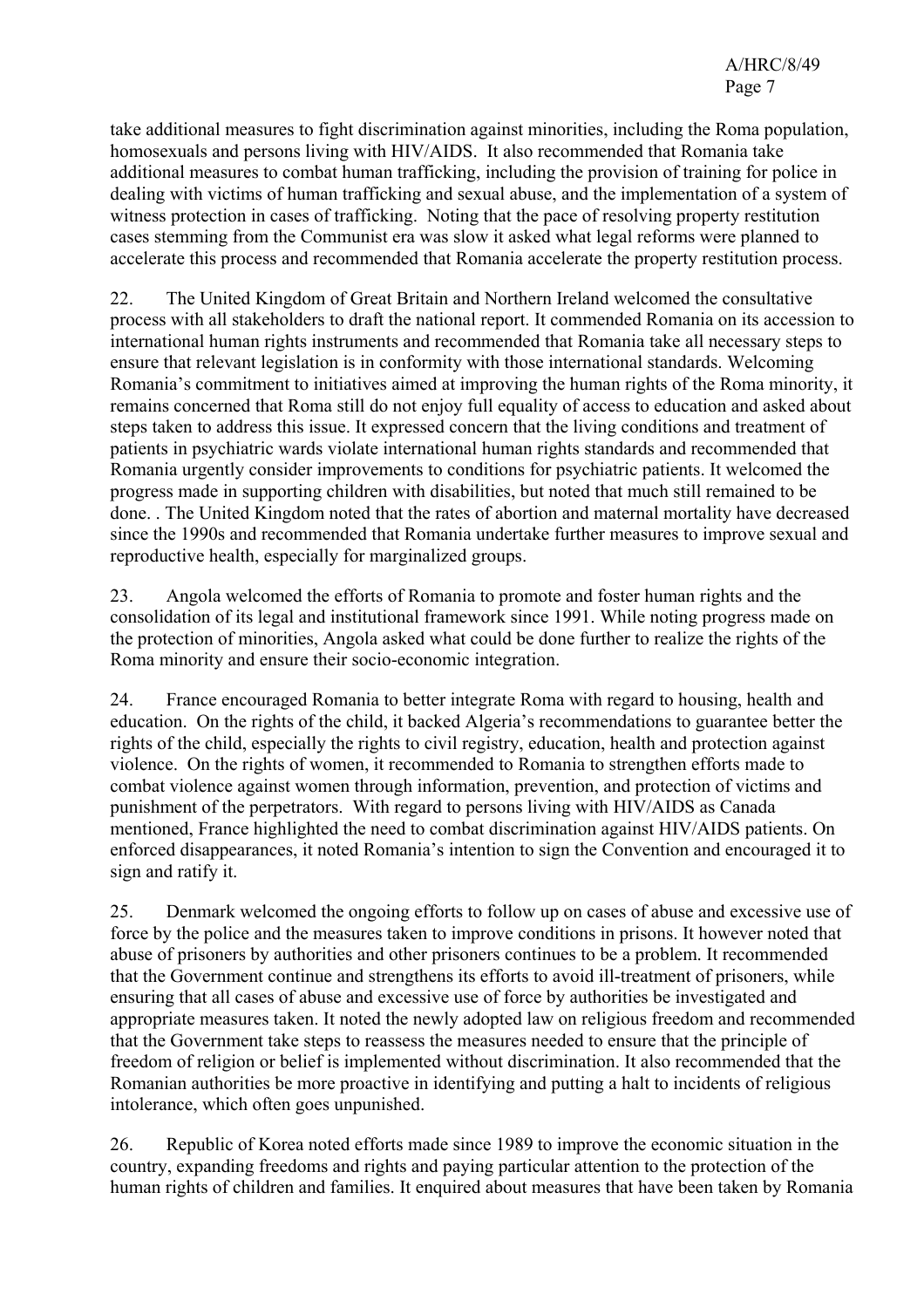take additional measures to fight discrimination against minorities, including the Roma population, homosexuals and persons living with HIV/AIDS. It also recommended that Romania take additional measures to combat human trafficking, including the provision of training for police in dealing with victims of human trafficking and sexual abuse, and the implementation of a system of witness protection in cases of trafficking. Noting that the pace of resolving property restitution cases stemming from the Communist era was slow it asked what legal reforms were planned to accelerate this process and recommended that Romania accelerate the property restitution process.

22. The United Kingdom of Great Britain and Northern Ireland welcomed the consultative process with all stakeholders to draft the national report. It commended Romania on its accession to international human rights instruments and recommended that Romania take all necessary steps to ensure that relevant legislation is in conformity with those international standards. Welcoming Romania's commitment to initiatives aimed at improving the human rights of the Roma minority, it remains concerned that Roma still do not enjoy full equality of access to education and asked about steps taken to address this issue. It expressed concern that the living conditions and treatment of patients in psychiatric wards violate international human rights standards and recommended that Romania urgently consider improvements to conditions for psychiatric patients. It welcomed the progress made in supporting children with disabilities, but noted that much still remained to be done. . The United Kingdom noted that the rates of abortion and maternal mortality have decreased since the 1990s and recommended that Romania undertake further measures to improve sexual and reproductive health, especially for marginalized groups.

23. Angola welcomed the efforts of Romania to promote and foster human rights and the consolidation of its legal and institutional framework since 1991. While noting progress made on the protection of minorities, Angola asked what could be done further to realize the rights of the Roma minority and ensure their socio-economic integration.

24. France encouraged Romania to better integrate Roma with regard to housing, health and education. On the rights of the child, it backed Algeria's recommendations to guarantee better the rights of the child, especially the rights to civil registry, education, health and protection against violence. On the rights of women, it recommended to Romania to strengthen efforts made to combat violence against women through information, prevention, and protection of victims and punishment of the perpetrators. With regard to persons living with HIV/AIDS as Canada mentioned, France highlighted the need to combat discrimination against HIV/AIDS patients. On enforced disappearances, it noted Romania's intention to sign the Convention and encouraged it to sign and ratify it.

25. Denmark welcomed the ongoing efforts to follow up on cases of abuse and excessive use of force by the police and the measures taken to improve conditions in prisons. It however noted that abuse of prisoners by authorities and other prisoners continues to be a problem. It recommended that the Government continue and strengthens its efforts to avoid ill-treatment of prisoners, while ensuring that all cases of abuse and excessive use of force by authorities be investigated and appropriate measures taken. It noted the newly adopted law on religious freedom and recommended that the Government take steps to reassess the measures needed to ensure that the principle of freedom of religion or belief is implemented without discrimination. It also recommended that the Romanian authorities be more proactive in identifying and putting a halt to incidents of religious intolerance, which often goes unpunished.

26. Republic of Korea noted efforts made since 1989 to improve the economic situation in the country, expanding freedoms and rights and paying particular attention to the protection of the human rights of children and families. It enquired about measures that have been taken by Romania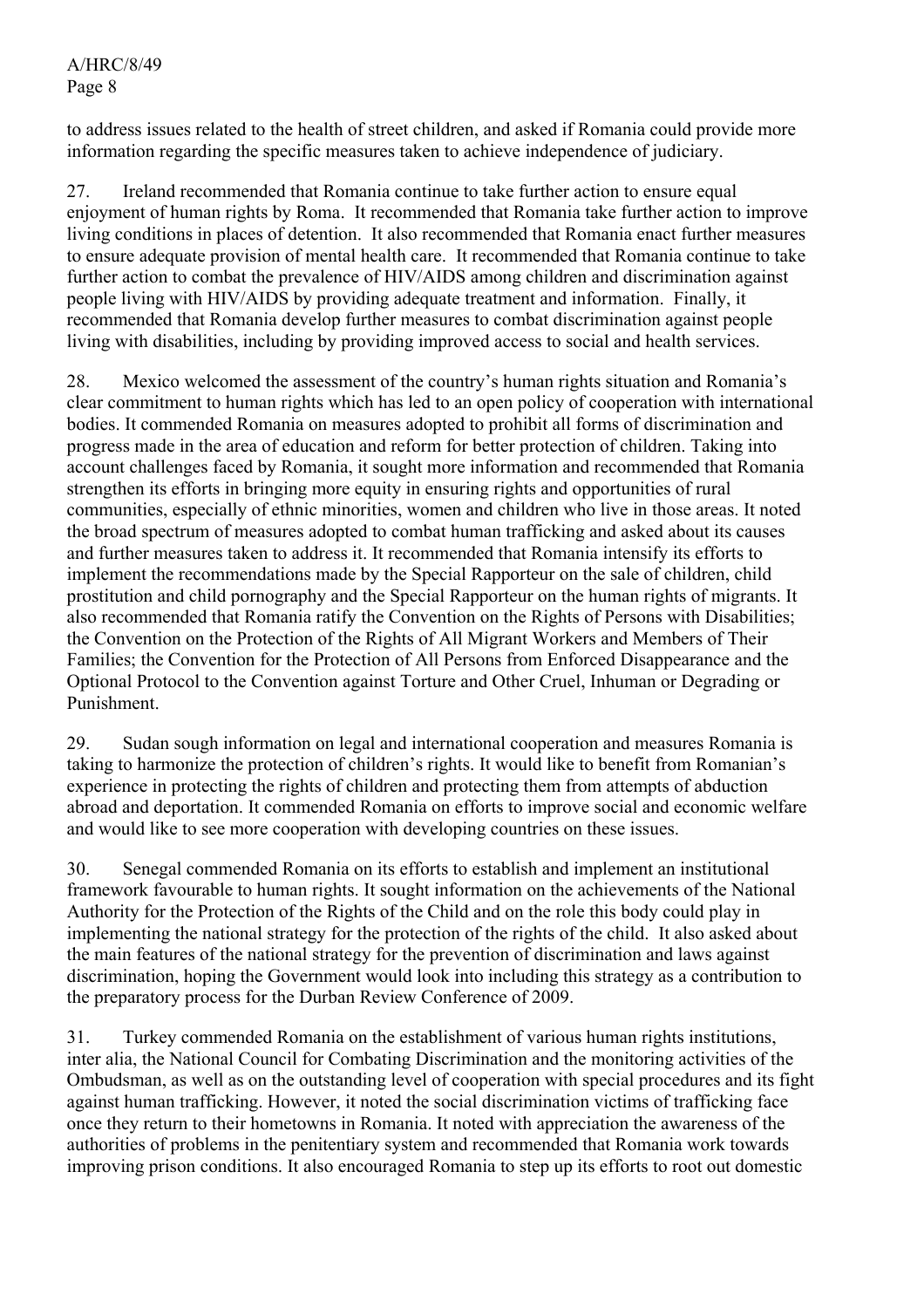to address issues related to the health of street children, and asked if Romania could provide more information regarding the specific measures taken to achieve independence of judiciary.

27. Ireland recommended that Romania continue to take further action to ensure equal enjoyment of human rights by Roma. It recommended that Romania take further action to improve living conditions in places of detention. It also recommended that Romania enact further measures to ensure adequate provision of mental health care. It recommended that Romania continue to take further action to combat the prevalence of HIV/AIDS among children and discrimination against people living with HIV/AIDS by providing adequate treatment and information. Finally, it recommended that Romania develop further measures to combat discrimination against people living with disabilities, including by providing improved access to social and health services.

28. Mexico welcomed the assessment of the country's human rights situation and Romania's clear commitment to human rights which has led to an open policy of cooperation with international bodies. It commended Romania on measures adopted to prohibit all forms of discrimination and progress made in the area of education and reform for better protection of children. Taking into account challenges faced by Romania, it sought more information and recommended that Romania strengthen its efforts in bringing more equity in ensuring rights and opportunities of rural communities, especially of ethnic minorities, women and children who live in those areas. It noted the broad spectrum of measures adopted to combat human trafficking and asked about its causes and further measures taken to address it. It recommended that Romania intensify its efforts to implement the recommendations made by the Special Rapporteur on the sale of children, child prostitution and child pornography and the Special Rapporteur on the human rights of migrants. It also recommended that Romania ratify the Convention on the Rights of Persons with Disabilities; the Convention on the Protection of the Rights of All Migrant Workers and Members of Their Families; the Convention for the Protection of All Persons from Enforced Disappearance and the Optional Protocol to the Convention against Torture and Other Cruel, Inhuman or Degrading or Punishment.

29. Sudan sough information on legal and international cooperation and measures Romania is taking to harmonize the protection of children's rights. It would like to benefit from Romanian's experience in protecting the rights of children and protecting them from attempts of abduction abroad and deportation. It commended Romania on efforts to improve social and economic welfare and would like to see more cooperation with developing countries on these issues.

30. Senegal commended Romania on its efforts to establish and implement an institutional framework favourable to human rights. It sought information on the achievements of the National Authority for the Protection of the Rights of the Child and on the role this body could play in implementing the national strategy for the protection of the rights of the child. It also asked about the main features of the national strategy for the prevention of discrimination and laws against discrimination, hoping the Government would look into including this strategy as a contribution to the preparatory process for the Durban Review Conference of 2009.

31. Turkey commended Romania on the establishment of various human rights institutions, inter alia, the National Council for Combating Discrimination and the monitoring activities of the Ombudsman, as well as on the outstanding level of cooperation with special procedures and its fight against human trafficking. However, it noted the social discrimination victims of trafficking face once they return to their hometowns in Romania. It noted with appreciation the awareness of the authorities of problems in the penitentiary system and recommended that Romania work towards improving prison conditions. It also encouraged Romania to step up its efforts to root out domestic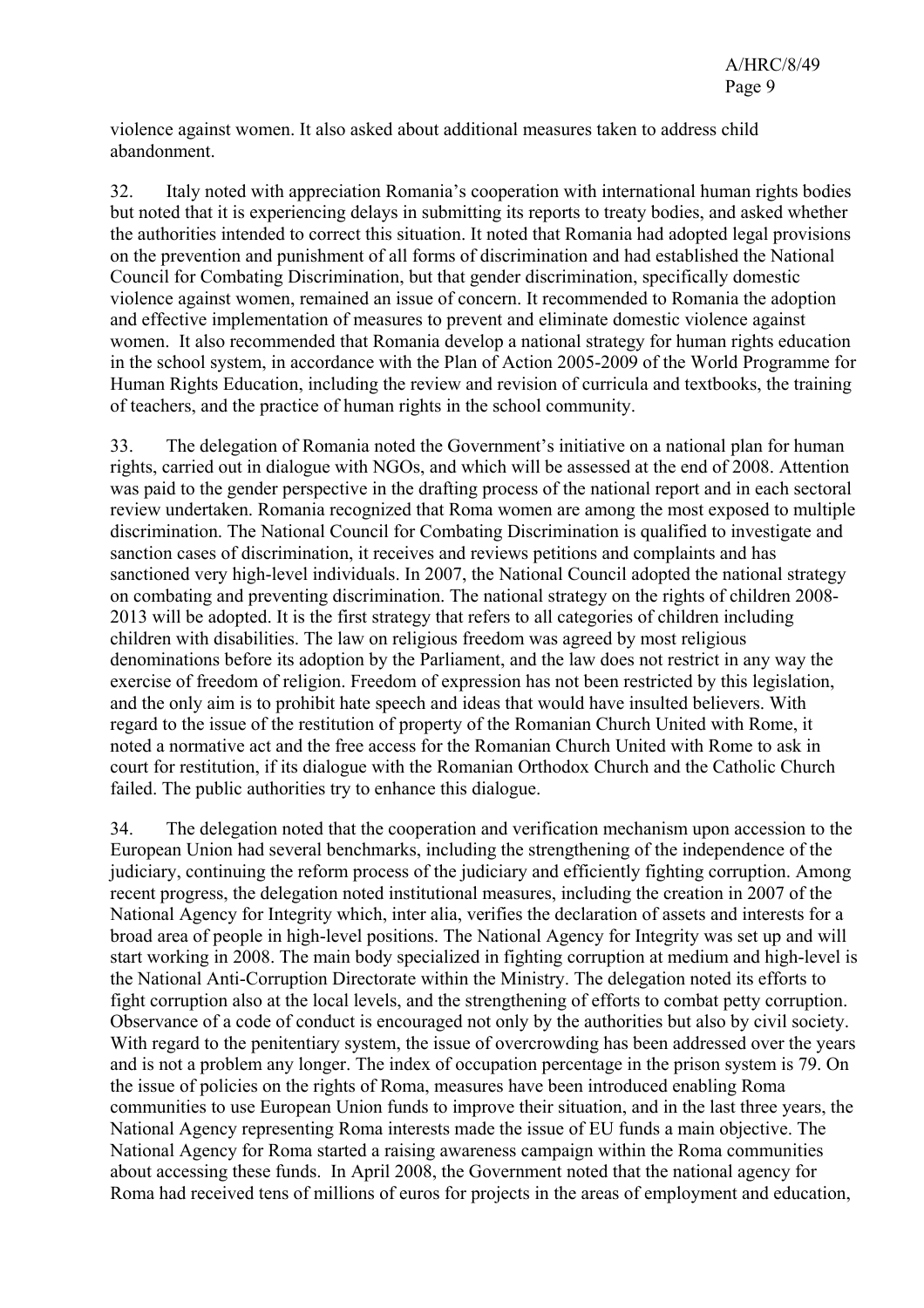violence against women. It also asked about additional measures taken to address child abandonment.

32. Italy noted with appreciation Romania's cooperation with international human rights bodies but noted that it is experiencing delays in submitting its reports to treaty bodies, and asked whether the authorities intended to correct this situation. It noted that Romania had adopted legal provisions on the prevention and punishment of all forms of discrimination and had established the National Council for Combating Discrimination, but that gender discrimination, specifically domestic violence against women, remained an issue of concern. It recommended to Romania the adoption and effective implementation of measures to prevent and eliminate domestic violence against women. It also recommended that Romania develop a national strategy for human rights education in the school system, in accordance with the Plan of Action 2005-2009 of the World Programme for Human Rights Education, including the review and revision of curricula and textbooks, the training of teachers, and the practice of human rights in the school community.

33. The delegation of Romania noted the Government's initiative on a national plan for human rights, carried out in dialogue with NGOs, and which will be assessed at the end of 2008. Attention was paid to the gender perspective in the drafting process of the national report and in each sectoral review undertaken. Romania recognized that Roma women are among the most exposed to multiple discrimination. The National Council for Combating Discrimination is qualified to investigate and sanction cases of discrimination, it receives and reviews petitions and complaints and has sanctioned very high-level individuals. In 2007, the National Council adopted the national strategy on combating and preventing discrimination. The national strategy on the rights of children 2008-2013 will be adopted. It is the first strategy that refers to all categories of children including children with disabilities. The law on religious freedom was agreed by most religious denominations before its adoption by the Parliament, and the law does not restrict in any way the exercise of freedom of religion. Freedom of expression has not been restricted by this legislation, and the only aim is to prohibit hate speech and ideas that would have insulted believers. With regard to the issue of the restitution of property of the Romanian Church United with Rome, it noted a normative act and the free access for the Romanian Church United with Rome to ask in court for restitution, if its dialogue with the Romanian Orthodox Church and the Catholic Church failed. The public authorities try to enhance this dialogue.

34. The delegation noted that the cooperation and verification mechanism upon accession to the European Union had several benchmarks, including the strengthening of the independence of the judiciary, continuing the reform process of the judiciary and efficiently fighting corruption. Among recent progress, the delegation noted institutional measures, including the creation in 2007 of the National Agency for Integrity which, inter alia, verifies the declaration of assets and interests for a broad area of people in high-level positions. The National Agency for Integrity was set up and will start working in 2008. The main body specialized in fighting corruption at medium and high-level is the National Anti-Corruption Directorate within the Ministry. The delegation noted its efforts to fight corruption also at the local levels, and the strengthening of efforts to combat petty corruption. Observance of a code of conduct is encouraged not only by the authorities but also by civil society. With regard to the penitentiary system, the issue of overcrowding has been addressed over the years and is not a problem any longer. The index of occupation percentage in the prison system is 79. On the issue of policies on the rights of Roma, measures have been introduced enabling Roma communities to use European Union funds to improve their situation, and in the last three years, the National Agency representing Roma interests made the issue of EU funds a main objective. The National Agency for Roma started a raising awareness campaign within the Roma communities about accessing these funds. In April 2008, the Government noted that the national agency for Roma had received tens of millions of euros for projects in the areas of employment and education,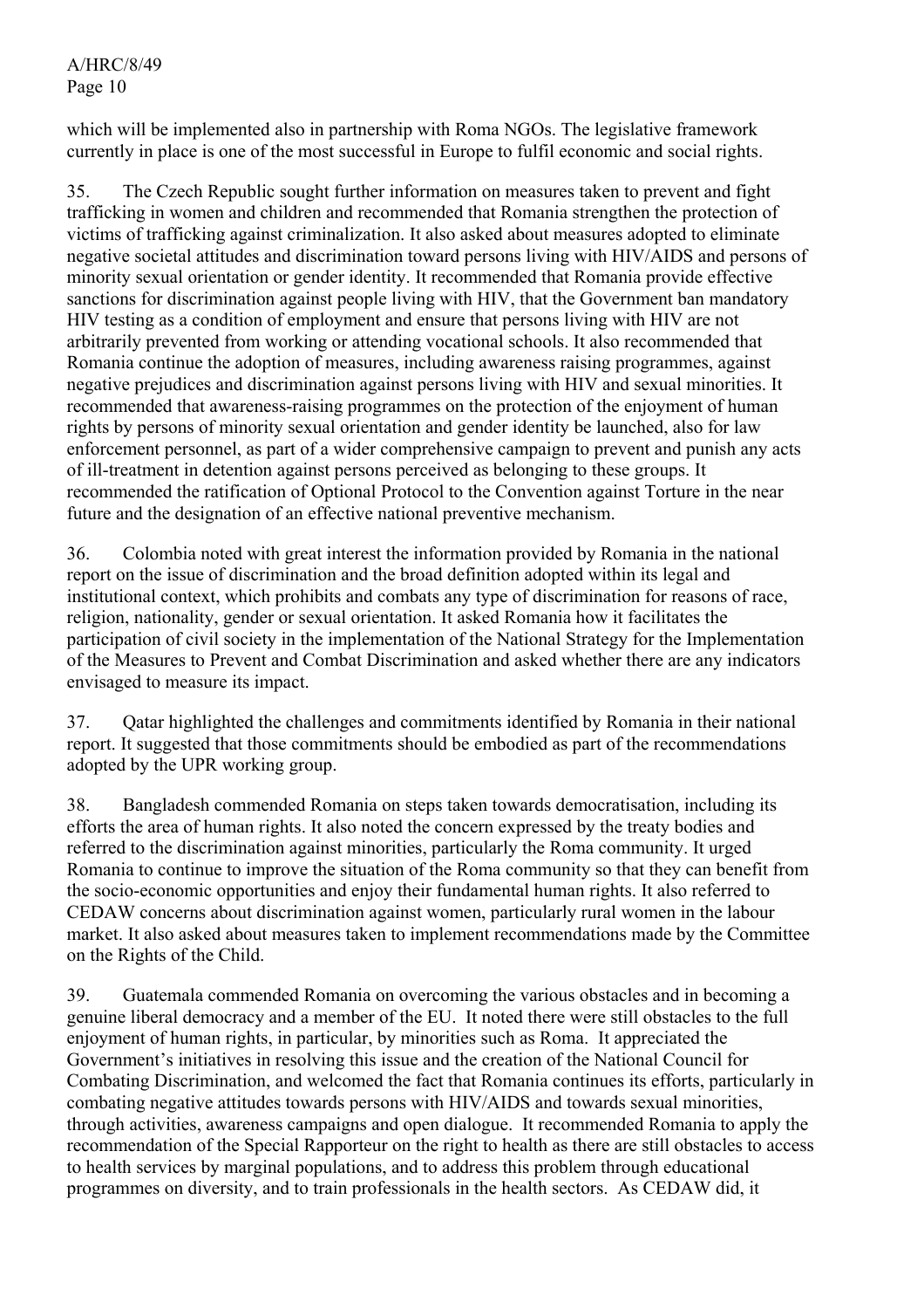which will be implemented also in partnership with Roma NGOs. The legislative framework currently in place is one of the most successful in Europe to fulfil economic and social rights.

35. The Czech Republic sought further information on measures taken to prevent and fight trafficking in women and children and recommended that Romania strengthen the protection of victims of trafficking against criminalization. It also asked about measures adopted to eliminate negative societal attitudes and discrimination toward persons living with HIV/AIDS and persons of minority sexual orientation or gender identity. It recommended that Romania provide effective sanctions for discrimination against people living with HIV, that the Government ban mandatory HIV testing as a condition of employment and ensure that persons living with HIV are not arbitrarily prevented from working or attending vocational schools. It also recommended that Romania continue the adoption of measures, including awareness raising programmes, against negative prejudices and discrimination against persons living with HIV and sexual minorities. It recommended that awareness-raising programmes on the protection of the enjoyment of human rights by persons of minority sexual orientation and gender identity be launched, also for law enforcement personnel, as part of a wider comprehensive campaign to prevent and punish any acts of ill-treatment in detention against persons perceived as belonging to these groups. It recommended the ratification of Optional Protocol to the Convention against Torture in the near future and the designation of an effective national preventive mechanism.

36. Colombia noted with great interest the information provided by Romania in the national report on the issue of discrimination and the broad definition adopted within its legal and institutional context, which prohibits and combats any type of discrimination for reasons of race, religion, nationality, gender or sexual orientation. It asked Romania how it facilitates the participation of civil society in the implementation of the National Strategy for the Implementation of the Measures to Prevent and Combat Discrimination and asked whether there are any indicators envisaged to measure its impact.

37. Qatar highlighted the challenges and commitments identified by Romania in their national report. It suggested that those commitments should be embodied as part of the recommendations adopted by the UPR working group.

38. Bangladesh commended Romania on steps taken towards democratisation, including its efforts the area of human rights. It also noted the concern expressed by the treaty bodies and referred to the discrimination against minorities, particularly the Roma community. It urged Romania to continue to improve the situation of the Roma community so that they can benefit from the socio-economic opportunities and enjoy their fundamental human rights. It also referred to CEDAW concerns about discrimination against women, particularly rural women in the labour market. It also asked about measures taken to implement recommendations made by the Committee on the Rights of the Child.

39. Guatemala commended Romania on overcoming the various obstacles and in becoming a genuine liberal democracy and a member of the EU. It noted there were still obstacles to the full enjoyment of human rights, in particular, by minorities such as Roma. It appreciated the Government's initiatives in resolving this issue and the creation of the National Council for Combating Discrimination, and welcomed the fact that Romania continues its efforts, particularly in combating negative attitudes towards persons with HIV/AIDS and towards sexual minorities, through activities, awareness campaigns and open dialogue. It recommended Romania to apply the recommendation of the Special Rapporteur on the right to health as there are still obstacles to access to health services by marginal populations, and to address this problem through educational programmes on diversity, and to train professionals in the health sectors. As CEDAW did, it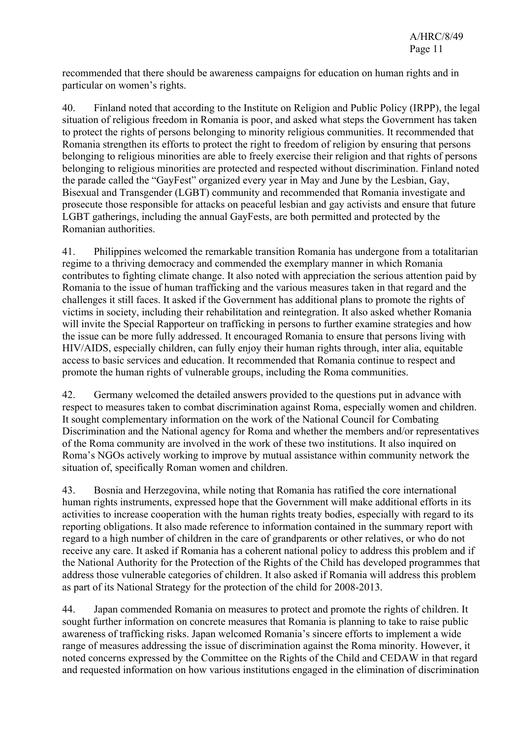recommended that there should be awareness campaigns for education on human rights and in particular on women's rights.

40. Finland noted that according to the Institute on Religion and Public Policy (IRPP), the legal situation of religious freedom in Romania is poor, and asked what steps the Government has taken to protect the rights of persons belonging to minority religious communities. It recommended that Romania strengthen its efforts to protect the right to freedom of religion by ensuring that persons belonging to religious minorities are able to freely exercise their religion and that rights of persons belonging to religious minorities are protected and respected without discrimination. Finland noted the parade called the "GayFest" organized every year in May and June by the Lesbian, Gay, Bisexual and Transgender (LGBT) community and recommended that Romania investigate and prosecute those responsible for attacks on peaceful lesbian and gay activists and ensure that future LGBT gatherings, including the annual GayFests, are both permitted and protected by the Romanian authorities.

41. Philippines welcomed the remarkable transition Romania has undergone from a totalitarian regime to a thriving democracy and commended the exemplary manner in which Romania contributes to fighting climate change. It also noted with appreciation the serious attention paid by Romania to the issue of human trafficking and the various measures taken in that regard and the challenges it still faces. It asked if the Government has additional plans to promote the rights of victims in society, including their rehabilitation and reintegration. It also asked whether Romania will invite the Special Rapporteur on trafficking in persons to further examine strategies and how the issue can be more fully addressed. It encouraged Romania to ensure that persons living with HIV/AIDS, especially children, can fully enjoy their human rights through, inter alia, equitable access to basic services and education. It recommended that Romania continue to respect and promote the human rights of vulnerable groups, including the Roma communities.

42. Germany welcomed the detailed answers provided to the questions put in advance with respect to measures taken to combat discrimination against Roma, especially women and children. It sought complementary information on the work of the National Council for Combating Discrimination and the National agency for Roma and whether the members and/or representatives of the Roma community are involved in the work of these two institutions. It also inquired on Roma's NGOs actively working to improve by mutual assistance within community network the situation of, specifically Roman women and children.

43. Bosnia and Herzegovina, while noting that Romania has ratified the core international human rights instruments, expressed hope that the Government will make additional efforts in its activities to increase cooperation with the human rights treaty bodies, especially with regard to its reporting obligations. It also made reference to information contained in the summary report with regard to a high number of children in the care of grandparents or other relatives, or who do not receive any care. It asked if Romania has a coherent national policy to address this problem and if the National Authority for the Protection of the Rights of the Child has developed programmes that address those vulnerable categories of children. It also asked if Romania will address this problem as part of its National Strategy for the protection of the child for 2008-2013.

44. Japan commended Romania on measures to protect and promote the rights of children. It sought further information on concrete measures that Romania is planning to take to raise public awareness of trafficking risks. Japan welcomed Romania's sincere efforts to implement a wide range of measures addressing the issue of discrimination against the Roma minority. However, it noted concerns expressed by the Committee on the Rights of the Child and CEDAW in that regard and requested information on how various institutions engaged in the elimination of discrimination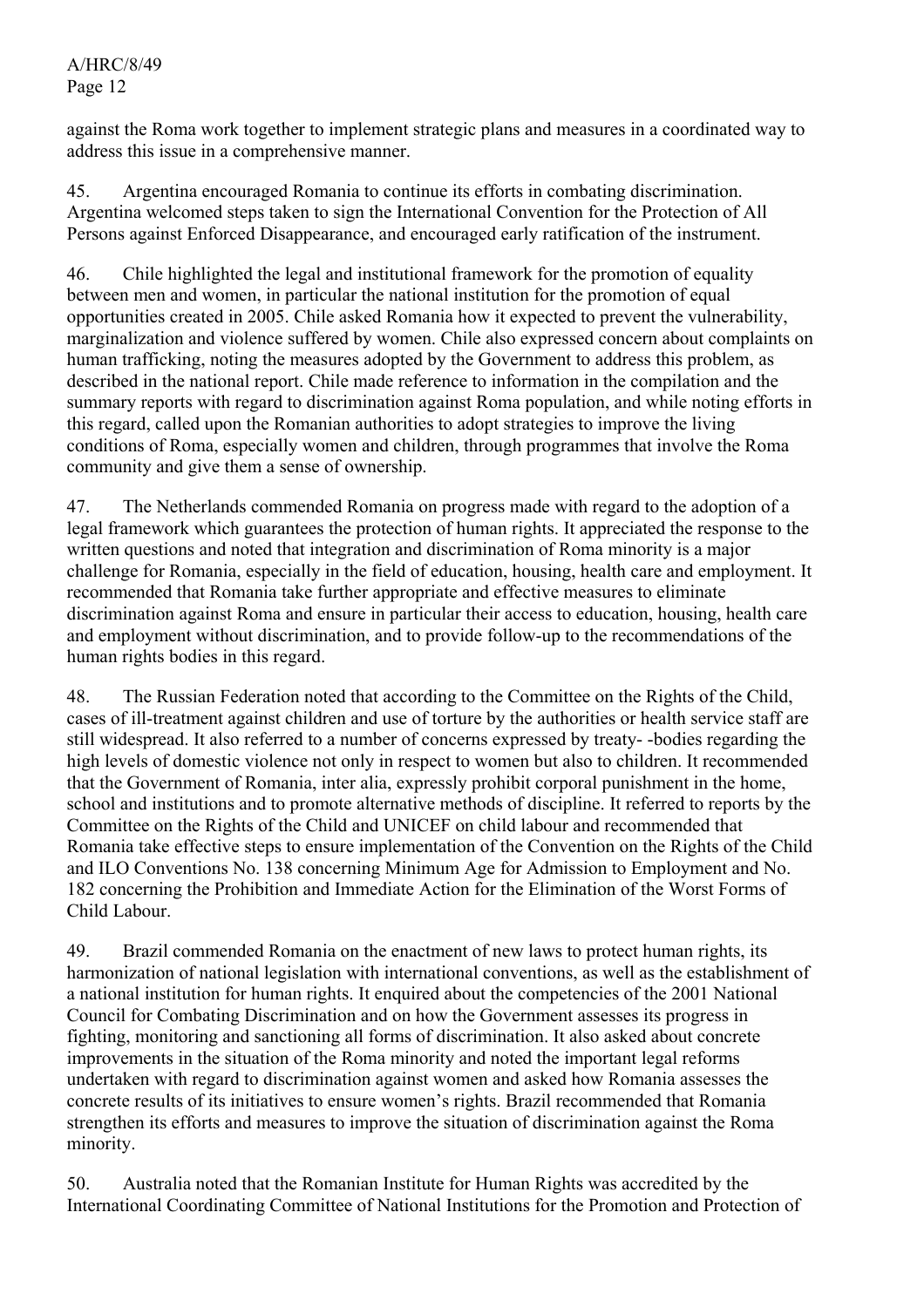against the Roma work together to implement strategic plans and measures in a coordinated way to address this issue in a comprehensive manner.

45. Argentina encouraged Romania to continue its efforts in combating discrimination. Argentina welcomed steps taken to sign the International Convention for the Protection of All Persons against Enforced Disappearance, and encouraged early ratification of the instrument.

46. Chile highlighted the legal and institutional framework for the promotion of equality between men and women, in particular the national institution for the promotion of equal opportunities created in 2005. Chile asked Romania how it expected to prevent the vulnerability, marginalization and violence suffered by women. Chile also expressed concern about complaints on human trafficking, noting the measures adopted by the Government to address this problem, as described in the national report. Chile made reference to information in the compilation and the summary reports with regard to discrimination against Roma population, and while noting efforts in this regard, called upon the Romanian authorities to adopt strategies to improve the living conditions of Roma, especially women and children, through programmes that involve the Roma community and give them a sense of ownership.

47. The Netherlands commended Romania on progress made with regard to the adoption of a legal framework which guarantees the protection of human rights. It appreciated the response to the written questions and noted that integration and discrimination of Roma minority is a major challenge for Romania, especially in the field of education, housing, health care and employment. It recommended that Romania take further appropriate and effective measures to eliminate discrimination against Roma and ensure in particular their access to education, housing, health care and employment without discrimination, and to provide follow-up to the recommendations of the human rights bodies in this regard.

48. The Russian Federation noted that according to the Committee on the Rights of the Child, cases of ill-treatment against children and use of torture by the authorities or health service staff are still widespread. It also referred to a number of concerns expressed by treaty- -bodies regarding the high levels of domestic violence not only in respect to women but also to children. It recommended that the Government of Romania, inter alia, expressly prohibit corporal punishment in the home, school and institutions and to promote alternative methods of discipline. It referred to reports by the Committee on the Rights of the Child and UNICEF on child labour and recommended that Romania take effective steps to ensure implementation of the Convention on the Rights of the Child and ILO Conventions No. 138 concerning Minimum Age for Admission to Employment and No. 182 concerning the Prohibition and Immediate Action for the Elimination of the Worst Forms of Child Labour.

49. Brazil commended Romania on the enactment of new laws to protect human rights, its harmonization of national legislation with international conventions, as well as the establishment of a national institution for human rights. It enquired about the competencies of the 2001 National Council for Combating Discrimination and on how the Government assesses its progress in fighting, monitoring and sanctioning all forms of discrimination. It also asked about concrete improvements in the situation of the Roma minority and noted the important legal reforms undertaken with regard to discrimination against women and asked how Romania assesses the concrete results of its initiatives to ensure women's rights. Brazil recommended that Romania strengthen its efforts and measures to improve the situation of discrimination against the Roma minority.

50. Australia noted that the Romanian Institute for Human Rights was accredited by the International Coordinating Committee of National Institutions for the Promotion and Protection of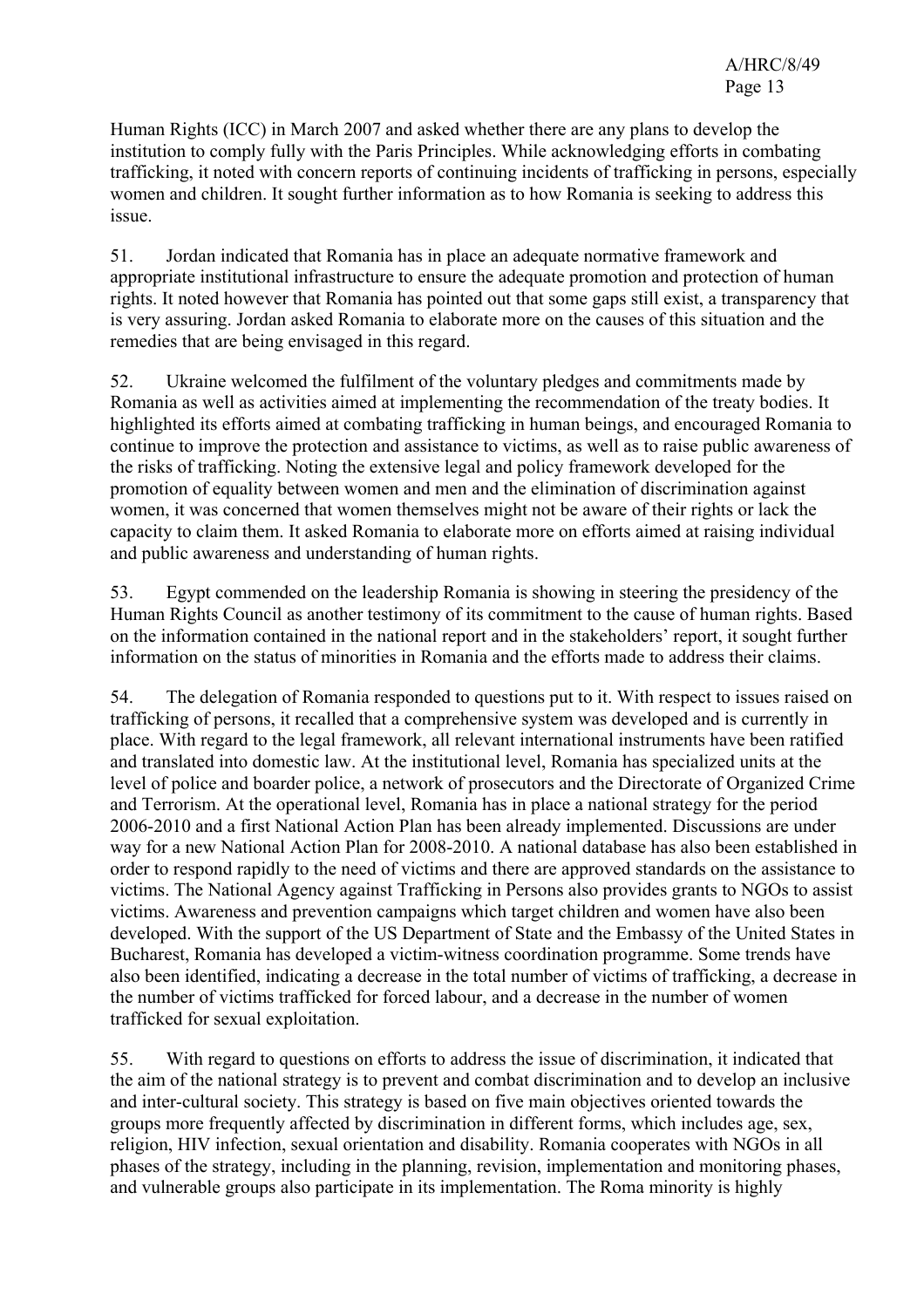Human Rights (ICC) in March 2007 and asked whether there are any plans to develop the institution to comply fully with the Paris Principles. While acknowledging efforts in combating trafficking, it noted with concern reports of continuing incidents of trafficking in persons, especially women and children. It sought further information as to how Romania is seeking to address this issue.

51. Jordan indicated that Romania has in place an adequate normative framework and appropriate institutional infrastructure to ensure the adequate promotion and protection of human rights. It noted however that Romania has pointed out that some gaps still exist, a transparency that is very assuring. Jordan asked Romania to elaborate more on the causes of this situation and the remedies that are being envisaged in this regard.

52. Ukraine welcomed the fulfilment of the voluntary pledges and commitments made by Romania as well as activities aimed at implementing the recommendation of the treaty bodies. It highlighted its efforts aimed at combating trafficking in human beings, and encouraged Romania to continue to improve the protection and assistance to victims, as well as to raise public awareness of the risks of trafficking. Noting the extensive legal and policy framework developed for the promotion of equality between women and men and the elimination of discrimination against women, it was concerned that women themselves might not be aware of their rights or lack the capacity to claim them. It asked Romania to elaborate more on efforts aimed at raising individual and public awareness and understanding of human rights.

53. Egypt commended on the leadership Romania is showing in steering the presidency of the Human Rights Council as another testimony of its commitment to the cause of human rights. Based on the information contained in the national report and in the stakeholders' report, it sought further information on the status of minorities in Romania and the efforts made to address their claims.

54. The delegation of Romania responded to questions put to it. With respect to issues raised on trafficking of persons, it recalled that a comprehensive system was developed and is currently in place. With regard to the legal framework, all relevant international instruments have been ratified and translated into domestic law. At the institutional level, Romania has specialized units at the level of police and boarder police, a network of prosecutors and the Directorate of Organized Crime and Terrorism. At the operational level, Romania has in place a national strategy for the period 2006-2010 and a first National Action Plan has been already implemented. Discussions are under way for a new National Action Plan for 2008-2010. A national database has also been established in order to respond rapidly to the need of victims and there are approved standards on the assistance to victims. The National Agency against Trafficking in Persons also provides grants to NGOs to assist victims. Awareness and prevention campaigns which target children and women have also been developed. With the support of the US Department of State and the Embassy of the United States in Bucharest, Romania has developed a victim-witness coordination programme. Some trends have also been identified, indicating a decrease in the total number of victims of trafficking, a decrease in the number of victims trafficked for forced labour, and a decrease in the number of women trafficked for sexual exploitation.

55. With regard to questions on efforts to address the issue of discrimination, it indicated that the aim of the national strategy is to prevent and combat discrimination and to develop an inclusive and inter-cultural society. This strategy is based on five main objectives oriented towards the groups more frequently affected by discrimination in different forms, which includes age, sex, religion, HIV infection, sexual orientation and disability. Romania cooperates with NGOs in all phases of the strategy, including in the planning, revision, implementation and monitoring phases, and vulnerable groups also participate in its implementation. The Roma minority is highly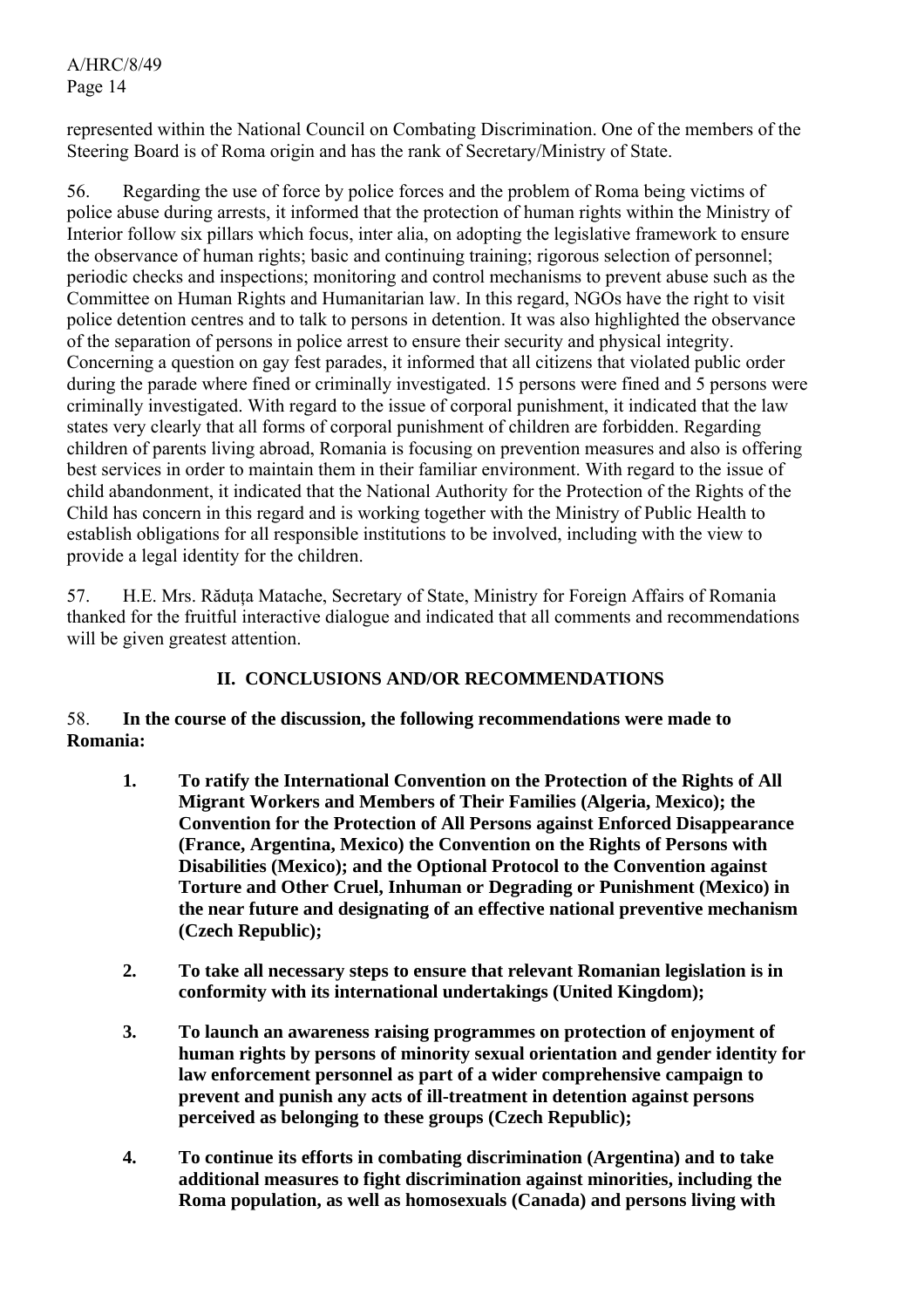represented within the National Council on Combating Discrimination. One of the members of the Steering Board is of Roma origin and has the rank of Secretary/Ministry of State.

56. Regarding the use of force by police forces and the problem of Roma being victims of police abuse during arrests, it informed that the protection of human rights within the Ministry of Interior follow six pillars which focus, inter alia, on adopting the legislative framework to ensure the observance of human rights; basic and continuing training; rigorous selection of personnel; periodic checks and inspections; monitoring and control mechanisms to prevent abuse such as the Committee on Human Rights and Humanitarian law. In this regard, NGOs have the right to visit police detention centres and to talk to persons in detention. It was also highlighted the observance of the separation of persons in police arrest to ensure their security and physical integrity. Concerning a question on gay fest parades, it informed that all citizens that violated public order during the parade where fined or criminally investigated. 15 persons were fined and 5 persons were criminally investigated. With regard to the issue of corporal punishment, it indicated that the law states very clearly that all forms of corporal punishment of children are forbidden. Regarding children of parents living abroad, Romania is focusing on prevention measures and also is offering best services in order to maintain them in their familiar environment. With regard to the issue of child abandonment, it indicated that the National Authority for the Protection of the Rights of the Child has concern in this regard and is working together with the Ministry of Public Health to establish obligations for all responsible institutions to be involved, including with the view to provide a legal identity for the children.

57. H.E. Mrs. Răduța Matache, Secretary of State, Ministry for Foreign Affairs of Romania thanked for the fruitful interactive dialogue and indicated that all comments and recommendations will be given greatest attention.

## II. CONCLUSIONS AND/OR RECOMMENDATIONS

58. **In the course of the discussion, the following recommendations were made to Romania:**

1. **To ratify the International Convention on the Protection of the Rights of All Migrant Workers and Members of Their Families (Algeria, Mexico); the Convention for the Protection of All Persons against Enforced Disappearance (France, Argentina, Mexico) the Convention on the Rights of Persons with Disabilities (Mexico); and the Optional Protocol to the Convention against Torture and Other Cruel, Inhuman or Degrading or Punishment (Mexico) in the near future and designating of an effective national preventive mechanism (Czech Republic);**

2. **To take all necessary steps to ensure that relevant Romanian legislation is in conformity with its international undertakings (United Kingdom);**

3. **To launch an awareness raising programmes on protection of enjoyment of human rights by persons of minority sexual orientation and gender identity for law enforcement personnel as part of a wider comprehensive campaign to prevent and punish any acts of ill-treatment in detention against persons perceived as belonging to these groups (Czech Republic);**

4. **To continue its efforts in combating discrimination (Argentina) and to take additional measures to fight discrimination against minorities, including the Roma population, as well as homosexuals (Canada) and persons living with**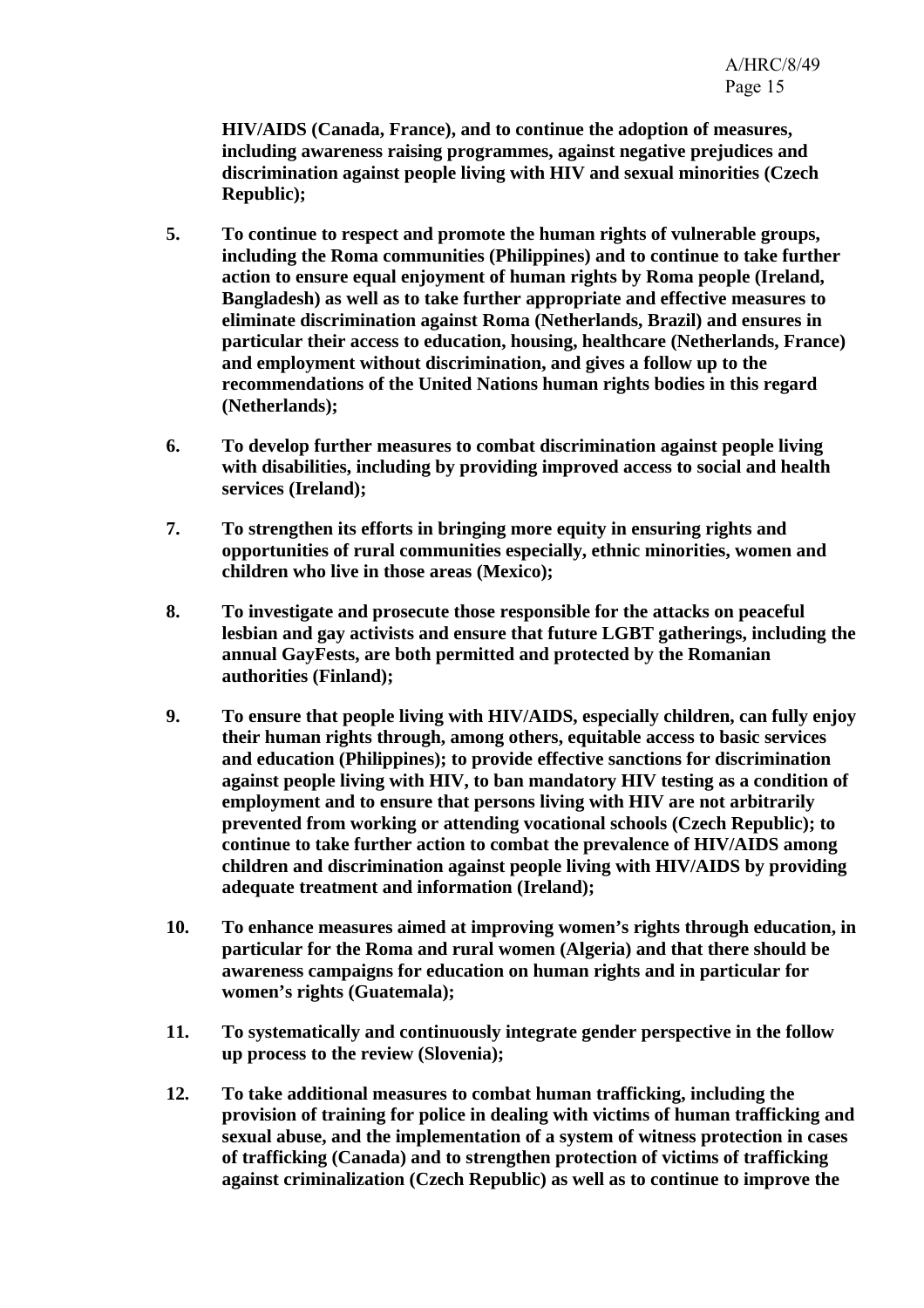**HIV/AIDS (Canada, France), and to continue the adoption of measures, including awareness raising programmes, against negative prejudices and discrimination against people living with HIV and sexual minorities (Czech Republic);**

5. **To continue to respect and promote the human rights of vulnerable groups, including the Roma communities (Philippines) and to continue to take further action to ensure equal enjoyment of human rights by Roma people (Ireland, Bangladesh) as well as to take further appropriate and effective measures to eliminate discrimination against Roma (Netherlands, Brazil) and ensures in particular their access to education, housing, healthcare (Netherlands, France) and employment without discrimination, and gives a follow up to the recommendations of the United Nations human rights bodies in this regard (Netherlands);**

6. **To develop further measures to combat discrimination against people living with disabilities, including by providing improved access to social and health services (Ireland);**

7. **To strengthen its efforts in bringing more equity in ensuring rights and opportunities of rural communities especially, ethnic minorities, women and children who live in those areas (Mexico);**

8. **To investigate and prosecute those responsible for the attacks on peaceful lesbian and gay activists and ensure that future LGBT gatherings, including the annual GayFests, are both permitted and protected by the Romanian authorities (Finland);**

9. **To ensure that people living with HIV/AIDS, especially children, can fully enjoy their human rights through, among others, equitable access to basic services and education (Philippines); to provide effective sanctions for discrimination against people living with HIV, to ban mandatory HIV testing as a condition of employment and to ensure that persons living with HIV are not arbitrarily prevented from working or attending vocational schools (Czech Republic); to continue to take further action to combat the prevalence of HIV/AIDS among children and discrimination against people living with HIV/AIDS by providing adequate treatment and information (Ireland);**

10. **To enhance measures aimed at improving women's rights through education, in particular for the Roma and rural women (Algeria) and that there should be awareness campaigns for education on human rights and in particular for women's rights (Guatemala);**

11. **To systematically and continuously integrate gender perspective in the follow up process to the review (Slovenia);**

12. **To take additional measures to combat human trafficking, including the provision of training for police in dealing with victims of human trafficking and sexual abuse, and the implementation of a system of witness protection in cases of trafficking (Canada) and to strengthen protection of victims of trafficking against criminalization (Czech Republic) as well as to continue to improve the**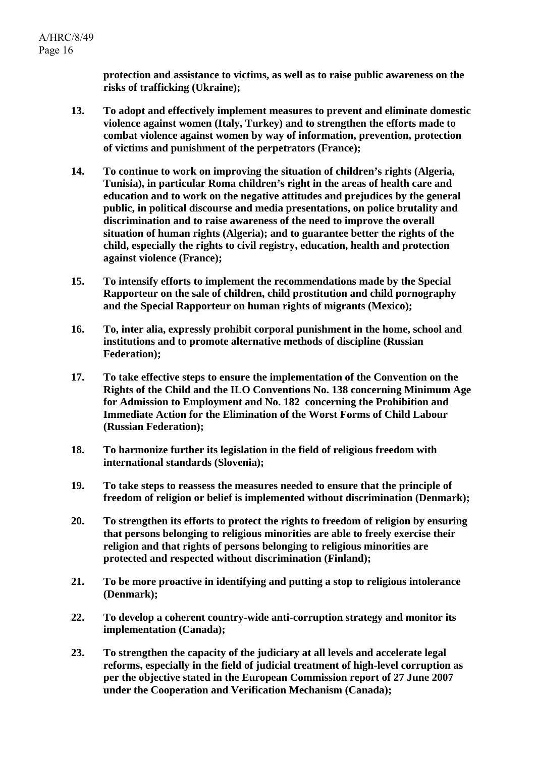**protection and assistance to victims, as well as to raise public awareness on the risks of trafficking (Ukraine);**

13. **To adopt and effectively implement measures to prevent and eliminate domestic violence against women (Italy, Turkey) and to strengthen the efforts made to combat violence against women by way of information, prevention, protection of victims and punishment of the perpetrators (France);**

14. **To continue to work on improving the situation of children's rights (Algeria, Tunisia), in particular Roma children's right in the areas of health care and education and to work on the negative attitudes and prejudices by the general public, in political discourse and media presentations, on police brutality and discrimination and to raise awareness of the need to improve the overall situation of human rights (Algeria); and to guarantee better the rights of the child, especially the rights to civil registry, education, health and protection against violence (France);**

15. **To intensify efforts to implement the recommendations made by the Special Rapporteur on the sale of children, child prostitution and child pornography and the Special Rapporteur on human rights of migrants (Mexico);**

16. **To, inter alia, expressly prohibit corporal punishment in the home, school and institutions and to promote alternative methods of discipline (Russian Federation);**

17. **To take effective steps to ensure the implementation of the Convention on the Rights of the Child and the ILO Conventions No. 138 concerning Minimum Age for Admission to Employment and No. 182 concerning the Prohibition and Immediate Action for the Elimination of the Worst Forms of Child Labour (Russian Federation);**

18. **To harmonize further its legislation in the field of religious freedom with international standards (Slovenia);**

19. **To take steps to reassess the measures needed to ensure that the principle of freedom of religion or belief is implemented without discrimination (Denmark);**

20. **To strengthen its efforts to protect the rights to freedom of religion by ensuring that persons belonging to religious minorities are able to freely exercise their religion and that rights of persons belonging to religious minorities are protected and respected without discrimination (Finland);**

21. **To be more proactive in identifying and putting a stop to religious intolerance (Denmark);**

22. **To develop a coherent country-wide anti-corruption strategy and monitor its implementation (Canada);**

23. **To strengthen the capacity of the judiciary at all levels and accelerate legal reforms, especially in the field of judicial treatment of high-level corruption as per the objective stated in the European Commission report of 27 June 2007 under the Cooperation and Verification Mechanism (Canada);**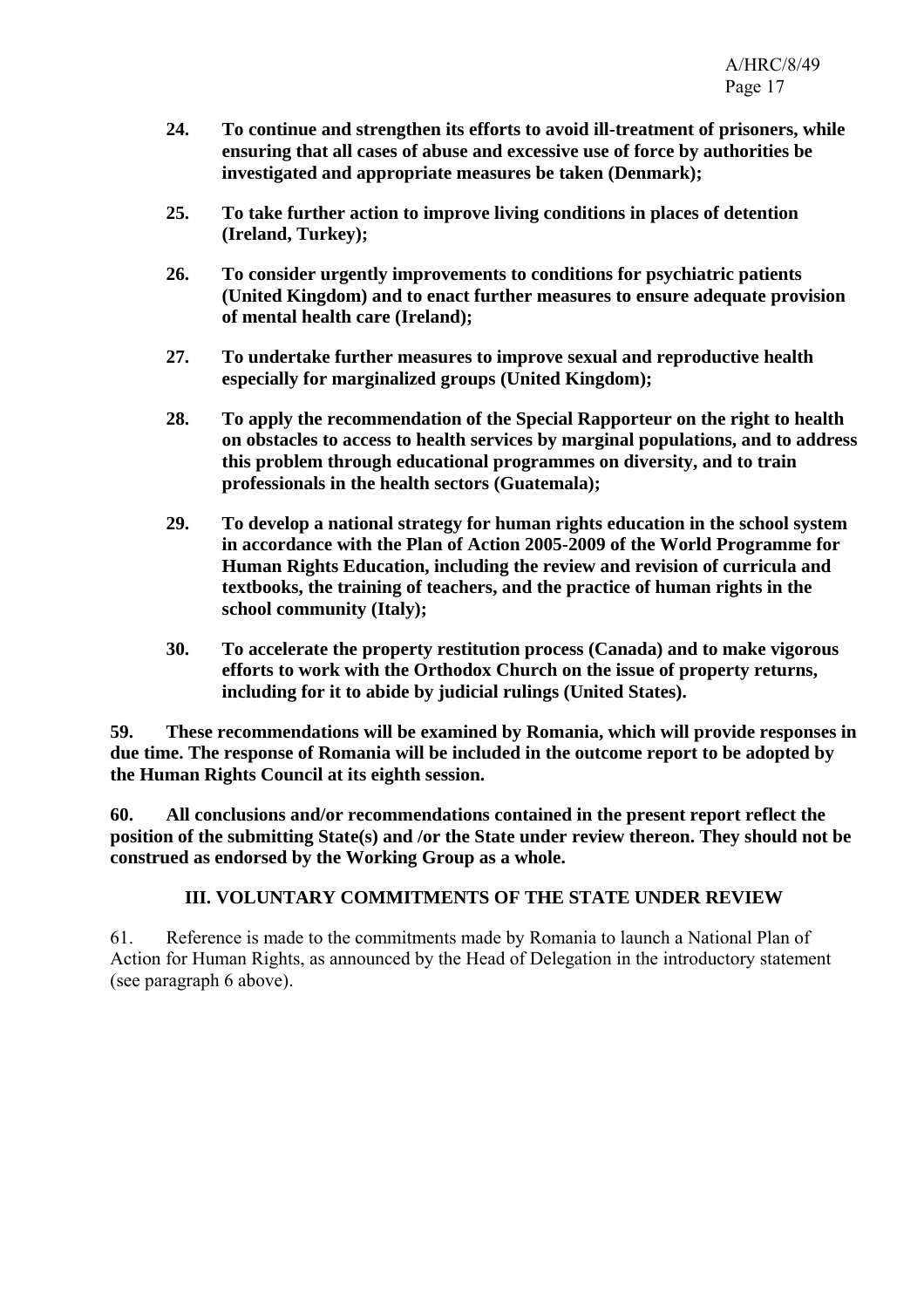**24. To continue and strengthen its efforts to avoid ill-treatment of prisoners, while ensuring that all cases of abuse and excessive use of force by authorities be investigated and appropriate measures be taken (Denmark);**

**25. To take further action to improve living conditions in places of detention (Ireland, Turkey);**

**26. To consider urgently improvements to conditions for psychiatric patients (United Kingdom) and to enact further measures to ensure adequate provision of mental health care (Ireland);**

**27. To undertake further measures to improve sexual and reproductive health especially for marginalized groups (United Kingdom);**

**28. To apply the recommendation of the Special Rapporteur on the right to health on obstacles to access to health services by marginal populations, and to address this problem through educational programmes on diversity, and to train professionals in the health sectors (Guatemala);**

**29. To develop a national strategy for human rights education in the school system in accordance with the Plan of Action 2005-2009 of the World Programme for Human Rights Education, including the review and revision of curricula and textbooks, the training of teachers, and the practice of human rights in the school community (Italy);**

**30. To accelerate the property restitution process (Canada) and to make vigorous efforts to work with the Orthodox Church on the issue of property returns, including for it to abide by judicial rulings (United States).**

**59. These recommendations will be examined by Romania, which will provide responses in due time. The response of Romania will be included in the outcome report to be adopted by the Human Rights Council at its eighth session.**

**60. All conclusions and/or recommendations contained in the present report reflect the position of the submitting State(s) and /or the State under review thereon. They should not be construed as endorsed by the Working Group as a whole.**

## III. VOLUNTARY COMMITMENTS OF THE STATE UNDER REVIEW

61. Reference is made to the commitments made by Romania to launch a National Plan of Action for Human Rights, as announced by the Head of Delegation in the introductory statement (see paragraph 6 above).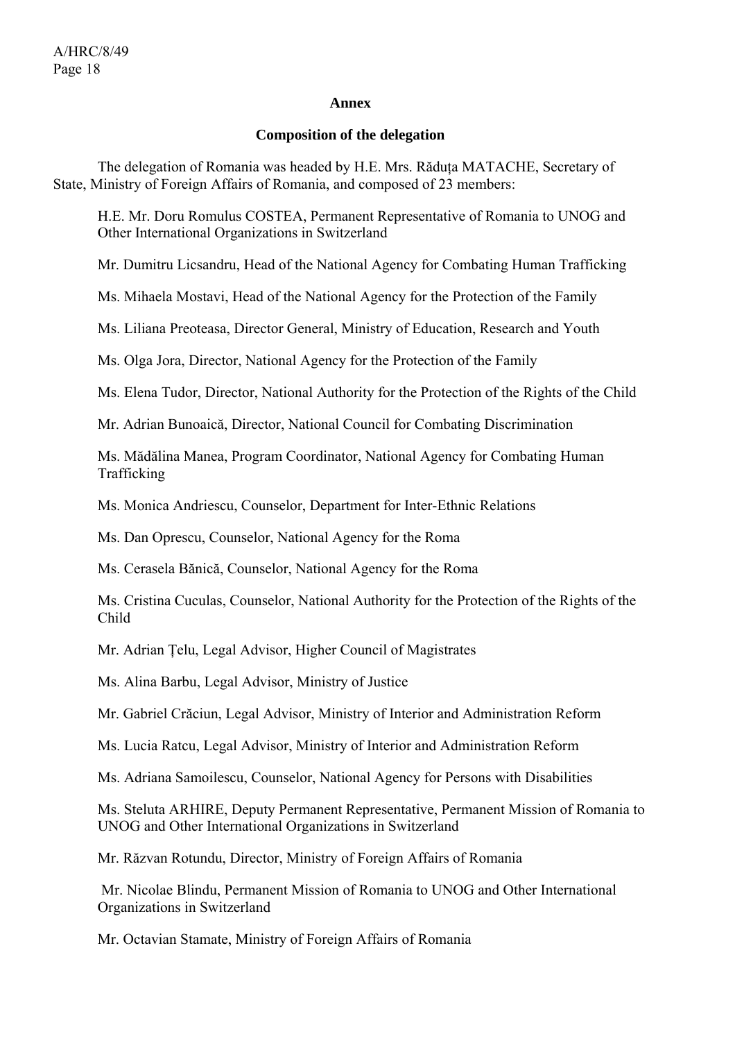## Annex

### Composition of the delegation

The delegation of Romania was headed by H.E. Mrs. Răduța MATACHE, Secretary of State, Ministry of Foreign Affairs of Romania, and composed of 23 members:

H.E. Mr. Doru Romulus COSTEA, Permanent Representative of Romania to UNOG and Other International Organizations in Switzerland

Mr. Dumitru Licsandru, Head of the National Agency for Combating Human Trafficking

Ms. Mihaela Mostavi, Head of the National Agency for the Protection of the Family

Ms. Liliana Preoteasa, Director General, Ministry of Education, Research and Youth

Ms. Olga Jora, Director, National Agency for the Protection of the Family

Ms. Elena Tudor, Director, National Authority for the Protection of the Rights of the Child

Mr. Adrian Bunoaică, Director, National Council for Combating Discrimination

Ms. Mădălina Manea, Program Coordinator, National Agency for Combating Human Trafficking

Ms. Monica Andriescu, Counselor, Department for Inter-Ethnic Relations

Ms. Dan Oprescu, Counselor, National Agency for the Roma

Ms. Cerasela Bănică, Counselor, National Agency for the Roma

Ms. Cristina Cuculas, Counselor, National Authority for the Protection of the Rights of the Child

Mr. Adrian Țelu, Legal Advisor, Higher Council of Magistrates

Ms. Alina Barbu, Legal Advisor, Ministry of Justice

Mr. Gabriel Crăciun, Legal Advisor, Ministry of Interior and Administration Reform

Ms. Lucia Ratcu, Legal Advisor, Ministry of Interior and Administration Reform

Ms. Adriana Samoilescu, Counselor, National Agency for Persons with Disabilities

Ms. Steluta ARHIRE, Deputy Permanent Representative, Permanent Mission of Romania to UNOG and Other International Organizations in Switzerland

Mr. Răzvan Rotundu, Director, Ministry of Foreign Affairs of Romania

Mr. Nicolae Blindu, Permanent Mission of Romania to UNOG and Other International Organizations in Switzerland

Mr. Octavian Stamate, Ministry of Foreign Affairs of Romania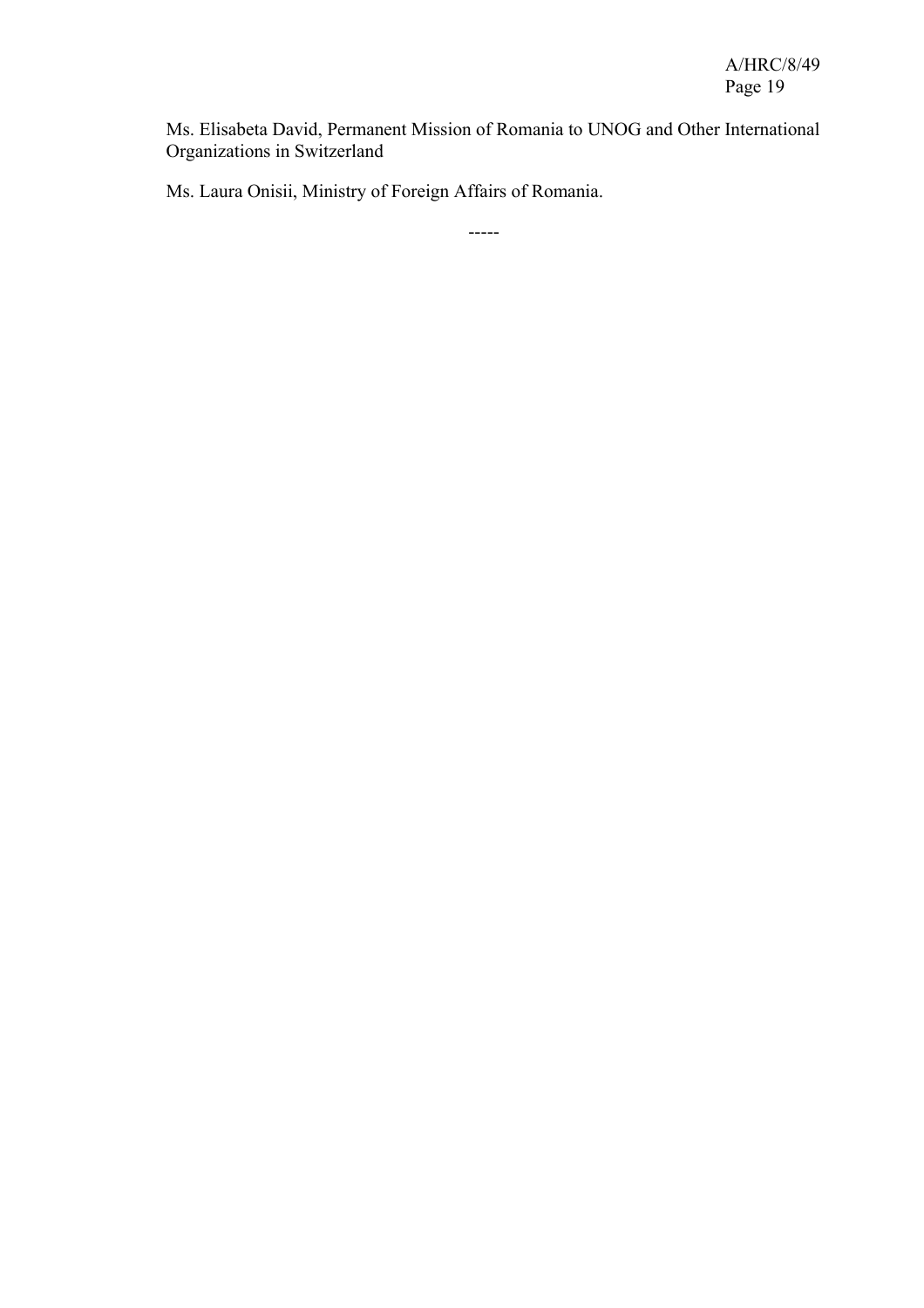Ms. Elisabeta David, Permanent Mission of Romania to UNOG and Other International Organizations in Switzerland

Ms. Laura Onisii, Ministry of Foreign Affairs of Romania.

-----